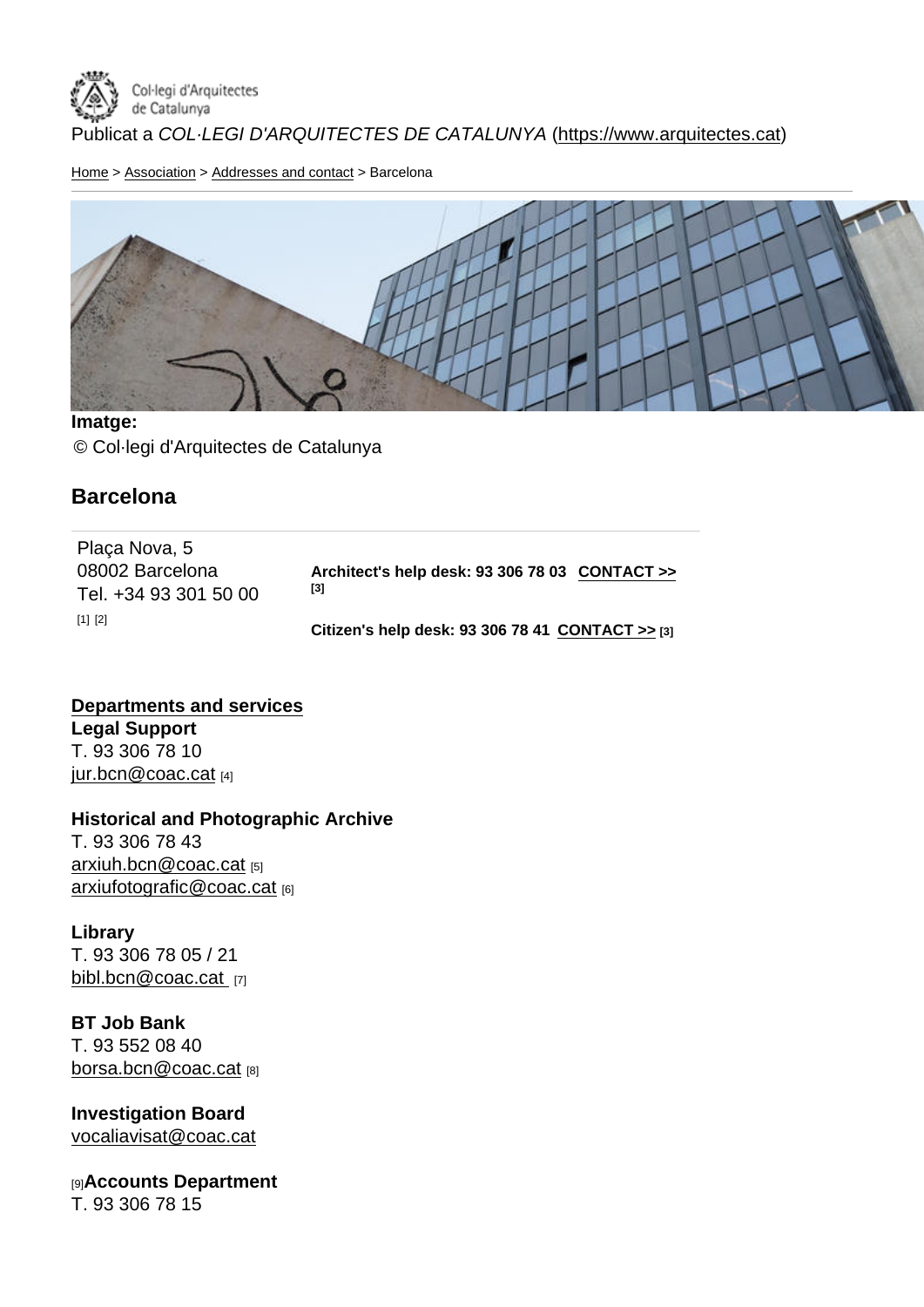Col·legi d'Arquitectes de Catalunya

Publicat a *COL·LEGI D'ARQUITECTES DE CATALUNYA* (https://www.arquitectes.cat)

Home > Association > Addresses and contact > Barcelona

**Imatge:**
© Col·legi d'Arquitectes de Catalunya

## Barcelona

Plaça Nova, 5
08002 Barcelona
Tel. +34 93 301 50 00
[1] [2]

**Architect's help desk: 93 306 78 03 CONTACT >> [3]**

**Citizen's help desk: 93 306 78 41 CONTACT >> [3]**

**Departments and services**

**Legal Support**
T. 93 306 78 10
jur.bcn@coac.cat [4]

**Historical and Photographic Archive**
T. 93 306 78 43
arxiuh.bcn@coac.cat [5]
arxiufotografic@coac.cat [6]

**Library**
T. 93 306 78 05 / 21
bibl.bcn@coac.cat [7]

**BT Job Bank**
T. 93 552 08 40
borsa.bcn@coac.cat [8]

**Investigation Board**
vocaliavisat@coac.cat

[9]**Accounts Department**
T. 93 306 78 15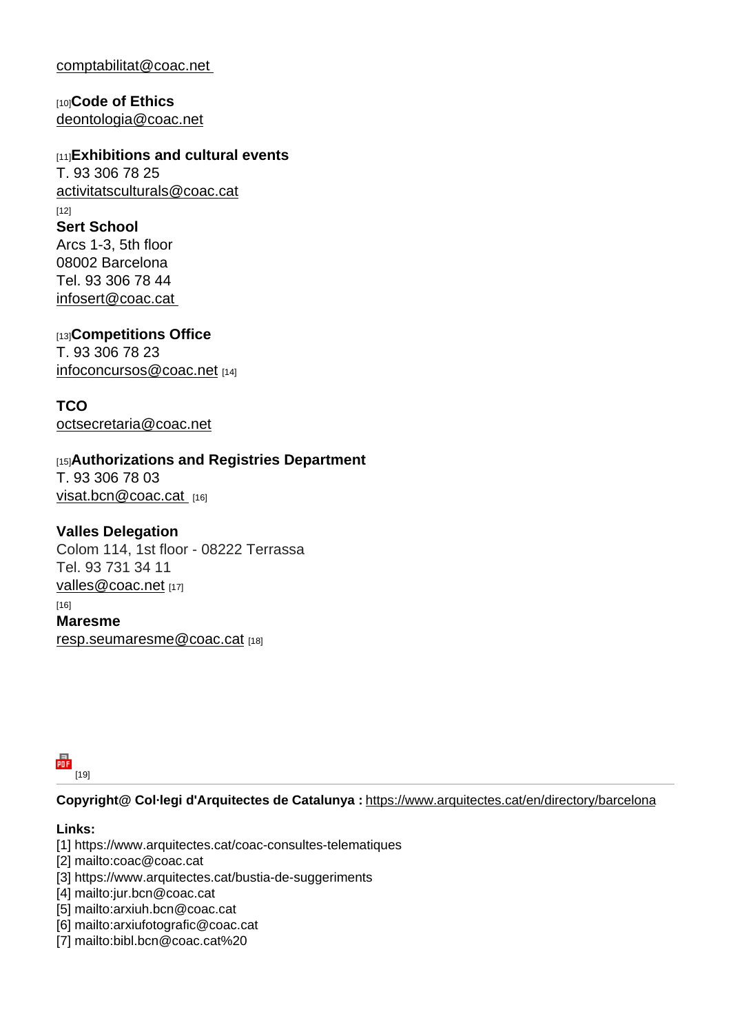comptabilitat@coac.net

[10]**Code of Ethics**
deontologia@coac.net

[11]**Exhibitions and cultural events**
T. 93 306 78 25
activitatsculturals@coac.cat
[12]
**Sert School**
Arcs 1-3, 5th floor
08002 Barcelona
Tel. 93 306 78 44
infosert@coac.cat

[13]**Competitions Office**
T. 93 306 78 23
infoconcursos@coac.net [14]

**TCO**
octsecretaria@coac.net

[15]**Authorizations and Registries Department**
T. 93 306 78 03
visat.bcn@coac.cat [16]

**Valles Delegation**
Colom 114, 1st floor - 08222 Terrassa
Tel. 93 731 34 11
valles@coac.net [17]
[16]
**Maresme**
resp.seumaresme@coac.cat [18]

[19]

---

**Copyright@ Col·legi d'Arquitectes de Catalunya :** https://www.arquitectes.cat/en/directory/barcelona

**Links:**
[1] https://www.arquitectes.cat/coac-consultes-telematiques
[2] mailto:coac@coac.cat
[3] https://www.arquitectes.cat/bustia-de-suggeriments
[4] mailto:jur.bcn@coac.cat
[5] mailto:arxiuh.bcn@coac.cat
[6] mailto:arxiufotografic@coac.cat
[7] mailto:bibl.bcn@coac.cat%20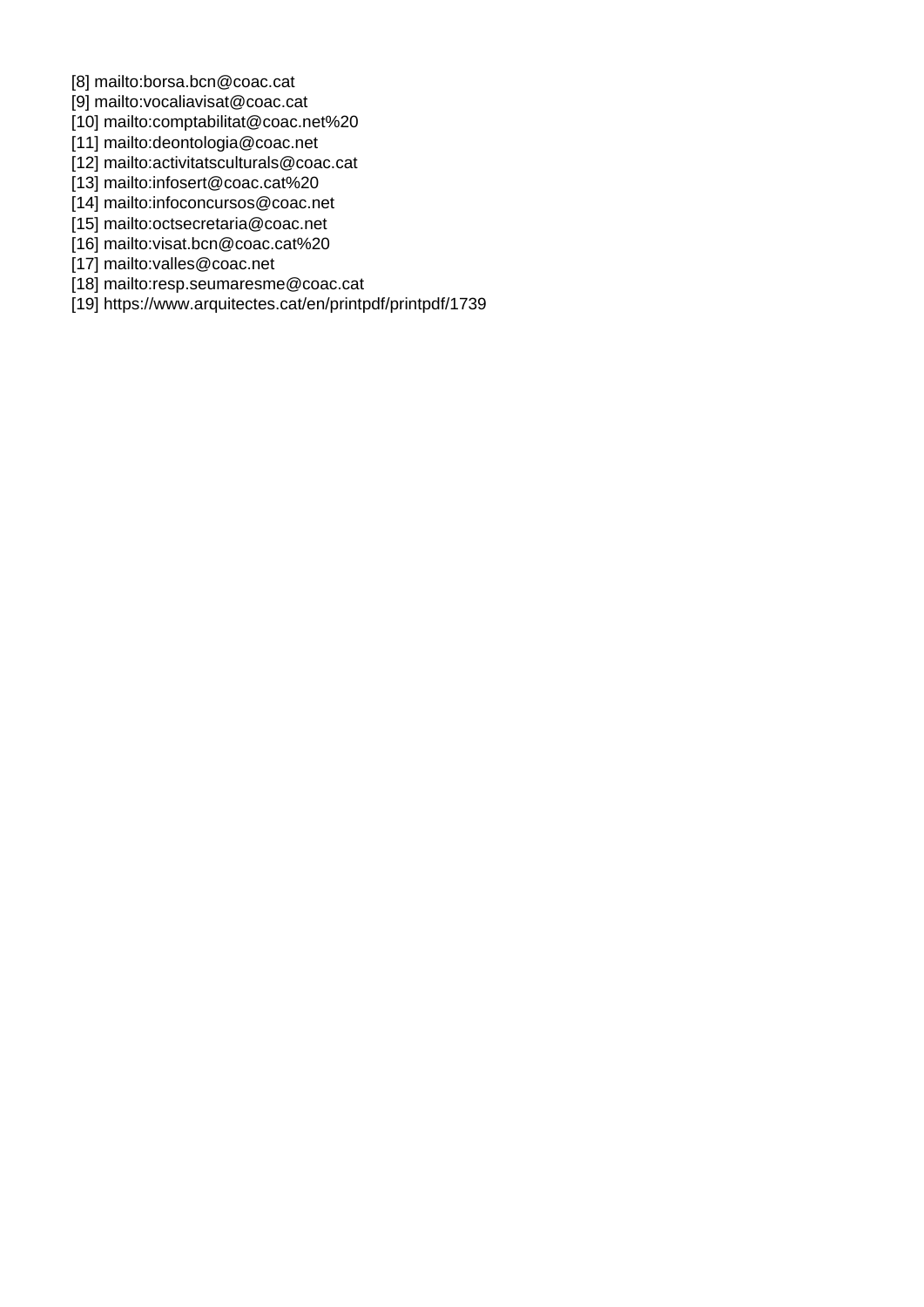[8] mailto:borsa.bcn@coac.cat
[9] mailto:vocaliavisat@coac.cat
[10] mailto:comptabilitat@coac.net%20
[11] mailto:deontologia@coac.net
[12] mailto:activitatsculturals@coac.cat
[13] mailto:infosert@coac.cat%20
[14] mailto:infoconcursos@coac.net
[15] mailto:octsecretaria@coac.net
[16] mailto:visat.bcn@coac.cat%20
[17] mailto:valles@coac.net
[18] mailto:resp.seumaresme@coac.cat
[19] https://www.arquitectes.cat/en/printpdf/printpdf/1739